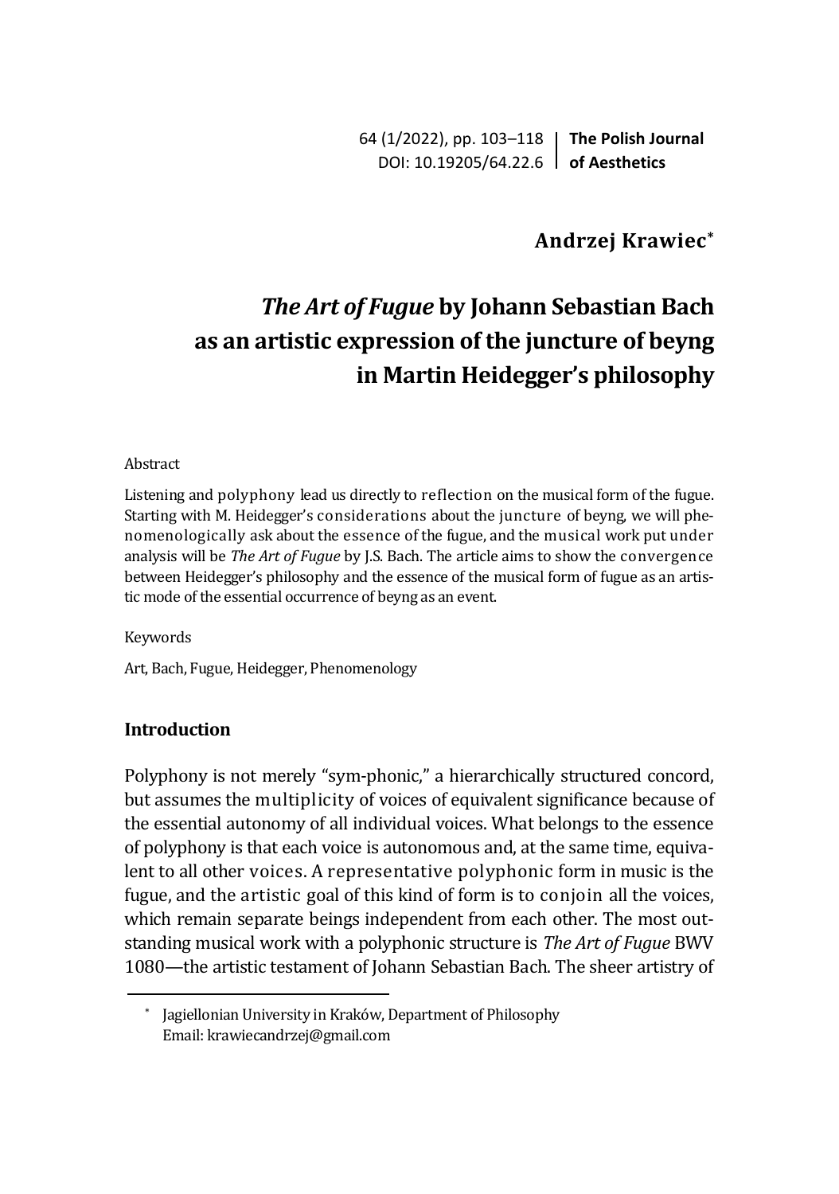**Andrzej Krawiec***

# *The Art of Fugue* by Johann Sebastian Bach as an artistic expression of the juncture of beyng in Martin Heidegger's philosophy

Abstract

Listening and polyphony lead us directly to reflection on the musical form of the fugue. Starting with M. Heidegger's considerations about the juncture of beyng, we will phenomenologically ask about the essence of the fugue, and the musical work put under analysis will be *The Art of Fugue* by J.S. Bach. The article aims to show the convergence between Heidegger's philosophy and the essence of the musical form of fugue as an artistic mode of the essential occurrence of beyng as an event.

Keywords

Art, Bach, Fugue, Heidegger, Phenomenology

## Introduction

Polyphony is not merely "sym-phonic," a hierarchically structured concord, but assumes the multiplicity of voices of equivalent significance because of the essential autonomy of all individual voices. What belongs to the essence of polyphony is that each voice is autonomous and, at the same time, equivalent to all other voices. A representative polyphonic form in music is the fugue, and the artistic goal of this kind of form is to conjoin all the voices, which remain separate beings independent from each other. The most outstanding musical work with a polyphonic structure is *The Art of Fugue* BWV 1080—the artistic testament of Johann Sebastian Bach. The sheer artistry of

\* Jagiellonian University in Kraków, Department of Philosophy
Email: krawiecandrzej@gmail.com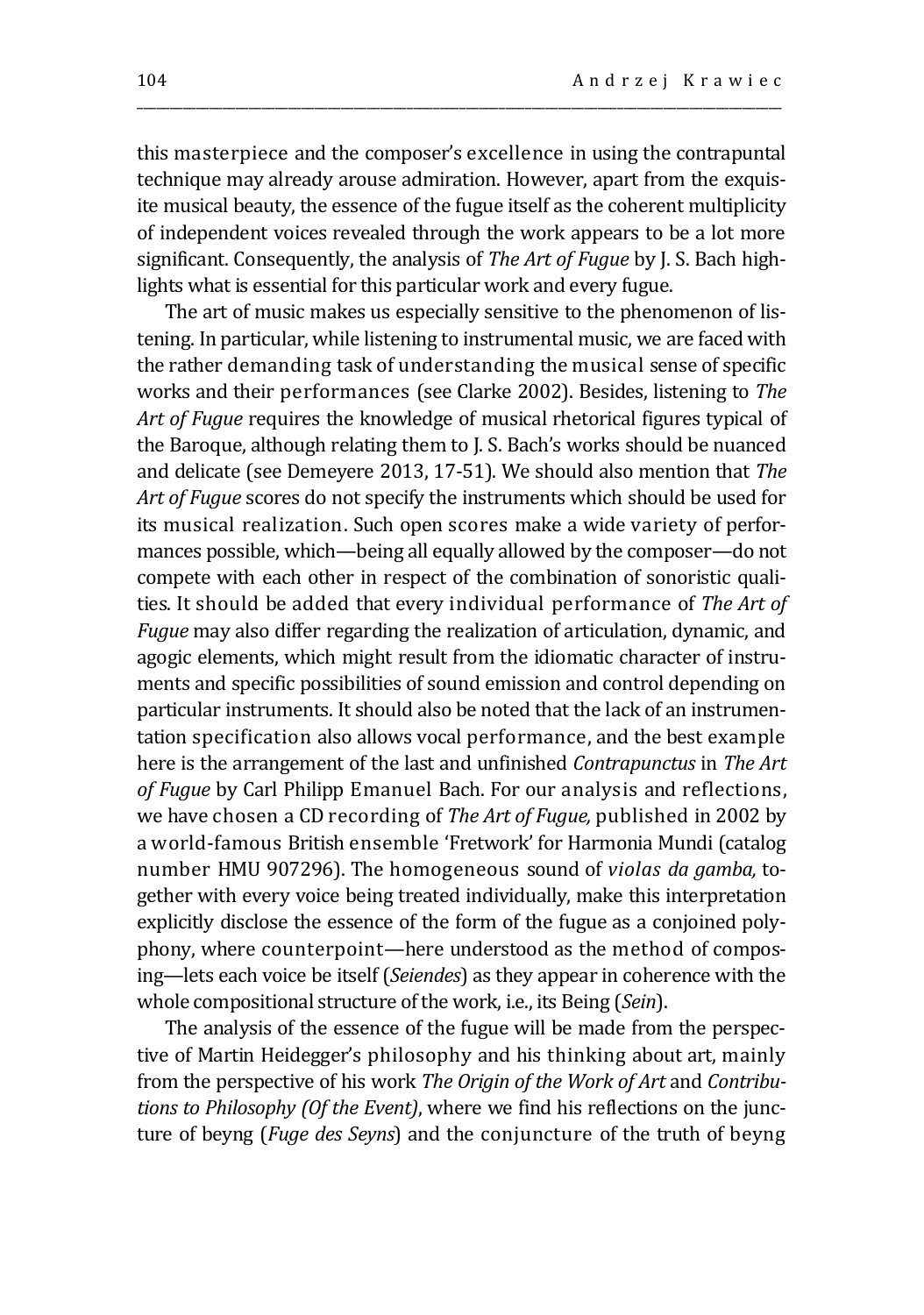this masterpiece and the composer's excellence in using the contrapuntal technique may already arouse admiration. However, apart from the exquisite musical beauty, the essence of the fugue itself as the coherent multiplicity of independent voices revealed through the work appears to be a lot more significant. Consequently, the analysis of *The Art of Fugue* by J. S. Bach highlights what is essential for this particular work and every fugue.

The art of music makes us especially sensitive to the phenomenon of listening. In particular, while listening to instrumental music, we are faced with the rather demanding task of understanding the musical sense of specific works and their performances (see Clarke 2002). Besides, listening to *The Art of Fugue* requires the knowledge of musical rhetorical figures typical of the Baroque, although relating them to J. S. Bach's works should be nuanced and delicate (see Demeyere 2013, 17-51). We should also mention that *The Art of Fugue* scores do not specify the instruments which should be used for its musical realization. Such open scores make a wide variety of performances possible, which—being all equally allowed by the composer—do not compete with each other in respect of the combination of sonoristic qualities. It should be added that every individual performance of *The Art of Fugue* may also differ regarding the realization of articulation, dynamic, and agogic elements, which might result from the idiomatic character of instruments and specific possibilities of sound emission and control depending on particular instruments. It should also be noted that the lack of an instrumentation specification also allows vocal performance, and the best example here is the arrangement of the last and unfinished *Contrapunctus* in *The Art of Fugue* by Carl Philipp Emanuel Bach. For our analysis and reflections, we have chosen a CD recording of *The Art of Fugue,* published in 2002 by a world-famous British ensemble 'Fretwork' for Harmonia Mundi (catalog number HMU 907296). The homogeneous sound of *violas da gamba,* together with every voice being treated individually, make this interpretation explicitly disclose the essence of the form of the fugue as a conjoined polyphony, where counterpoint—here understood as the method of composing—lets each voice be itself (*Seiendes*) as they appear in coherence with the whole compositional structure of the work, i.e., its Being (*Sein*).

The analysis of the essence of the fugue will be made from the perspective of Martin Heidegger's philosophy and his thinking about art, mainly from the perspective of his work *The Origin of the Work of Art* and *Contributions to Philosophy (Of the Event)*, where we find his reflections on the juncture of beyng (*Fuge des Seyns*) and the conjuncture of the truth of beyng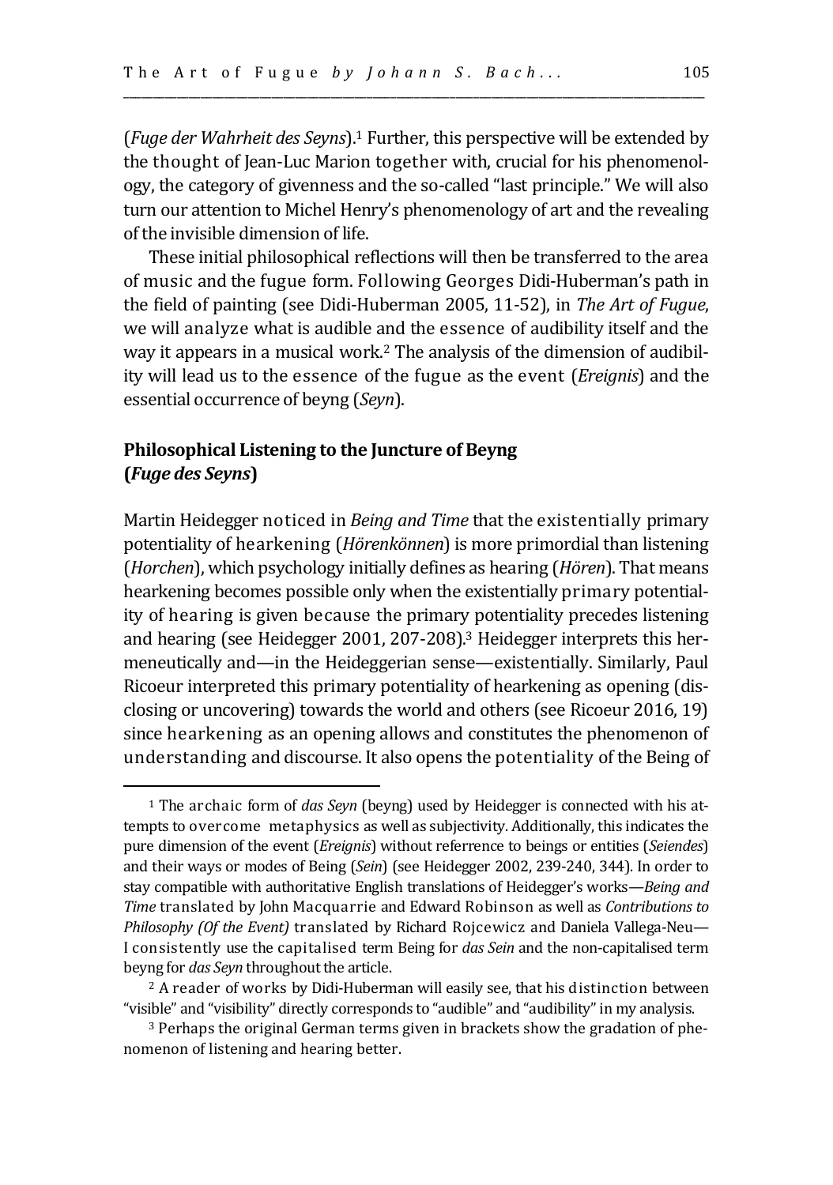(*Fuge der Wahrheit des Seyns*).[1] Further, this perspective will be extended by the thought of Jean-Luc Marion together with, crucial for his phenomenology, the category of givenness and the so-called "last principle." We will also turn our attention to Michel Henry's phenomenology of art and the revealing of the invisible dimension of life.

These initial philosophical reflections will then be transferred to the area of music and the fugue form. Following Georges Didi-Huberman's path in the field of painting (see Didi-Huberman 2005, 11-52), in *The Art of Fugue*, we will analyze what is audible and the essence of audibility itself and the way it appears in a musical work.[2] The analysis of the dimension of audibility will lead us to the essence of the fugue as the event (*Ereignis*) and the essential occurrence of beyng (*Seyn*).

## Philosophical Listening to the Juncture of Beyng (*Fuge des Seyns*)

Martin Heidegger noticed in *Being and Time* that the existentially primary potentiality of hearkening (*Hörenkönnen*) is more primordial than listening (*Horchen*), which psychology initially defines as hearing (*Hören*). That means hearkening becomes possible only when the existentially primary potentiality of hearing is given because the primary potentiality precedes listening and hearing (see Heidegger 2001, 207-208).[3] Heidegger interprets this hermeneutically and—in the Heideggerian sense—existentially. Similarly, Paul Ricoeur interpreted this primary potentiality of hearkening as opening (disclosing or uncovering) towards the world and others (see Ricoeur 2016, 19) since hearkening as an opening allows and constitutes the phenomenon of understanding and discourse. It also opens the potentiality of the Being of

---

[1] The archaic form of *das Seyn* (beyng) used by Heidegger is connected with his attempts to overcome metaphysics as well as subjectivity. Additionally, this indicates the pure dimension of the event (*Ereignis*) without referrence to beings or entities (*Seiendes*) and their ways or modes of Being (*Sein*) (see Heidegger 2002, 239-240, 344). In order to stay compatible with authoritative English translations of Heidegger's works—*Being and Time* translated by John Macquarrie and Edward Robinson as well as *Contributions to Philosophy (Of the Event)* translated by Richard Rojcewicz and Daniela Vallega-Neu—I consistently use the capitalised term Being for *das Sein* and the non-capitalised term beyng for *das Seyn* throughout the article.

[2] A reader of works by Didi-Huberman will easily see, that his distinction between "visible" and "visibility" directly corresponds to "audible" and "audibility" in my analysis.

[3] Perhaps the original German terms given in brackets show the gradation of phenomenon of listening and hearing better.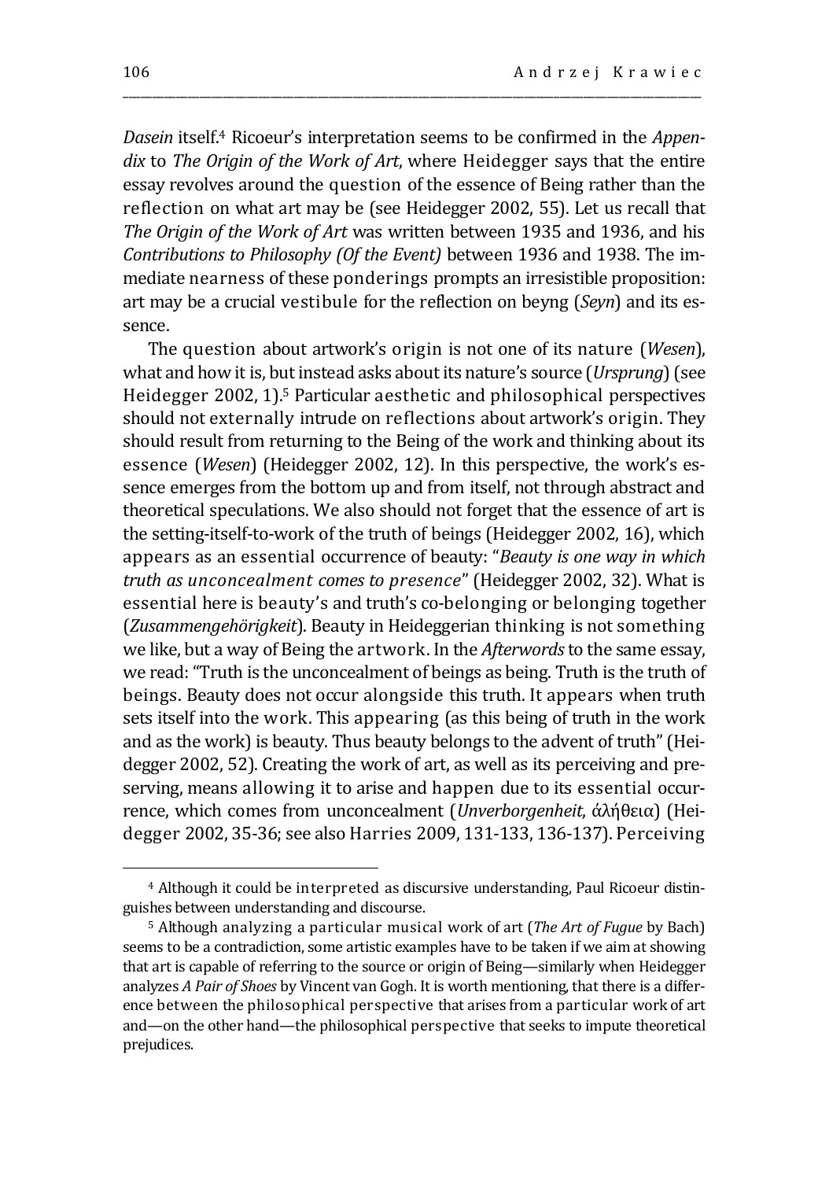*Dasein* itself.[4] Ricoeur's interpretation seems to be confirmed in the *Appendix* to *The Origin of the Work of Art*, where Heidegger says that the entire essay revolves around the question of the essence of Being rather than the reflection on what art may be (see Heidegger 2002, 55). Let us recall that *The Origin of the Work of Art* was written between 1935 and 1936, and his *Contributions to Philosophy (Of the Event)* between 1936 and 1938. The immediate nearness of these ponderings prompts an irresistible proposition: art may be a crucial vestibule for the reflection on beyng (*Seyn*) and its essence.

The question about artwork's origin is not one of its nature (*Wesen*), what and how it is, but instead asks about its nature's source (*Ursprung*) (see Heidegger 2002, 1).[5] Particular aesthetic and philosophical perspectives should not externally intrude on reflections about artwork's origin. They should result from returning to the Being of the work and thinking about its essence (*Wesen*) (Heidegger 2002, 12). In this perspective, the work's essence emerges from the bottom up and from itself, not through abstract and theoretical speculations. We also should not forget that the essence of art is the setting-itself-to-work of the truth of beings (Heidegger 2002, 16), which appears as an essential occurrence of beauty: "*Beauty is one way in which truth as unconcealment comes to presence*" (Heidegger 2002, 32). What is essential here is beauty's and truth's co-belonging or belonging together (*Zusammengehörigkeit*). Beauty in Heideggerian thinking is not something we like, but a way of Being the artwork. In the *Afterwords* to the same essay, we read: "Truth is the unconcealment of beings as being. Truth is the truth of beings. Beauty does not occur alongside this truth. It appears when truth sets itself into the work. This appearing (as this being of truth in the work and as the work) is beauty. Thus beauty belongs to the advent of truth" (Heidegger 2002, 52). Creating the work of art, as well as its perceiving and preserving, means allowing it to arise and happen due to its essential occurrence, which comes from unconcealment (*Unverborgenheit*, ἀλήθεια) (Heidegger 2002, 35-36; see also Harries 2009, 131-133, 136-137). Perceiving

---

[4] Although it could be interpreted as discursive understanding, Paul Ricoeur distinguishes between understanding and discourse.

[5] Although analyzing a particular musical work of art (*The Art of Fugue* by Bach) seems to be a contradiction, some artistic examples have to be taken if we aim at showing that art is capable of referring to the source or origin of Being—similarly when Heidegger analyzes *A Pair of Shoes* by Vincent van Gogh. It is worth mentioning, that there is a difference between the philosophical perspective that arises from a particular work of art and—on the other hand—the philosophical perspective that seeks to impute theoretical prejudices.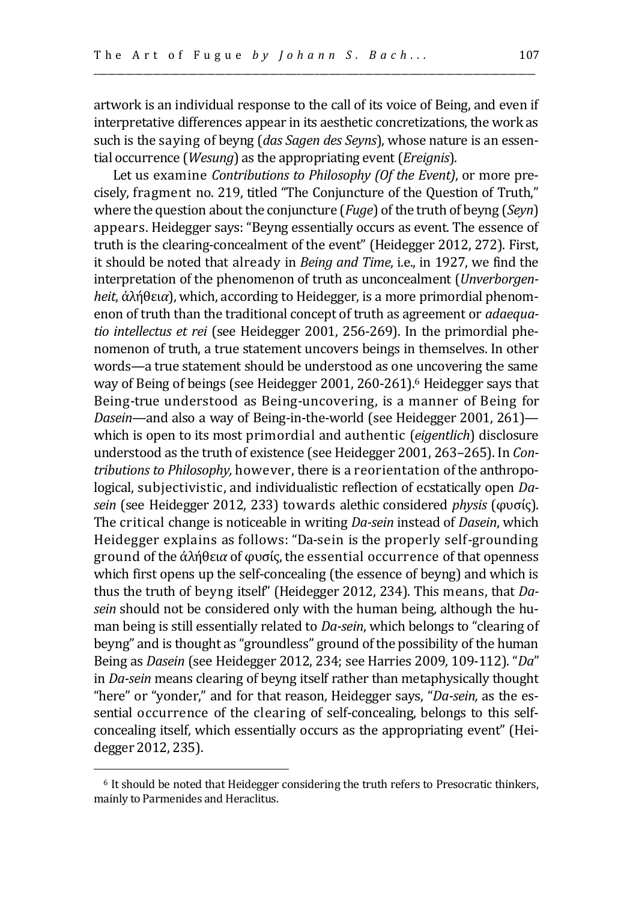artwork is an individual response to the call of its voice of Being, and even if interpretative differences appear in its aesthetic concretizations, the work as such is the saying of beyng (*das Sagen des Seyns*), whose nature is an essential occurrence (*Wesung*) as the appropriating event (*Ereignis*).

Let us examine *Contributions to Philosophy (Of the Event)*, or more precisely, fragment no. 219, titled "The Conjuncture of the Question of Truth," where the question about the conjuncture (*Fuge*) of the truth of beyng (*Seyn*) appears. Heidegger says: "Beyng essentially occurs as event. The essence of truth is the clearing-concealment of the event" (Heidegger 2012, 272). First, it should be noted that already in *Being and Time*, i.e., in 1927, we find the interpretation of the phenomenon of truth as unconcealment (*Unverborgenheit*, *ἀλήθεια*), which, according to Heidegger, is a more primordial phenomenon of truth than the traditional concept of truth as agreement or *adaequatio intellectus et rei* (see Heidegger 2001, 256-269). In the primordial phenomenon of truth, a true statement uncovers beings in themselves. In other words—a true statement should be understood as one uncovering the same way of Being of beings (see Heidegger 2001, 260-261).[6] Heidegger says that Being-true understood as Being-uncovering, is a manner of Being for *Dasein*—and also a way of Being-in-the-world (see Heidegger 2001, 261)—which is open to its most primordial and authentic (*eigentlich*) disclosure understood as the truth of existence (see Heidegger 2001, 263–265). In *Contributions to Philosophy,* however, there is a reorientation of the anthropological, subjectivistic, and individualistic reflection of ecstatically open *Dasein* (see Heidegger 2012, 233) towards alethic considered *physis* (φυσίς). The critical change is noticeable in writing *Da-sein* instead of *Dasein*, which Heidegger explains as follows: "Da-sein is the properly self-grounding ground of the ἀλήθεια of φυσίς, the essential occurrence of that openness which first opens up the self-concealing (the essence of beyng) and which is thus the truth of beyng itself" (Heidegger 2012, 234). This means, that *Dasein* should not be considered only with the human being, although the human being is still essentially related to *Da-sein*, which belongs to "clearing of beyng" and is thought as "groundless" ground of the possibility of the human Being as *Dasein* (see Heidegger 2012, 234; see Harries 2009, 109-112). "*Da*" in *Da-sein* means clearing of beyng itself rather than metaphysically thought "here" or "yonder," and for that reason, Heidegger says, "*Da-sein,* as the essential occurrence of the clearing of self-concealing, belongs to this self-concealing itself, which essentially occurs as the appropriating event" (Heidegger 2012, 235).

[6] It should be noted that Heidegger considering the truth refers to Presocratic thinkers, mainly to Parmenides and Heraclitus.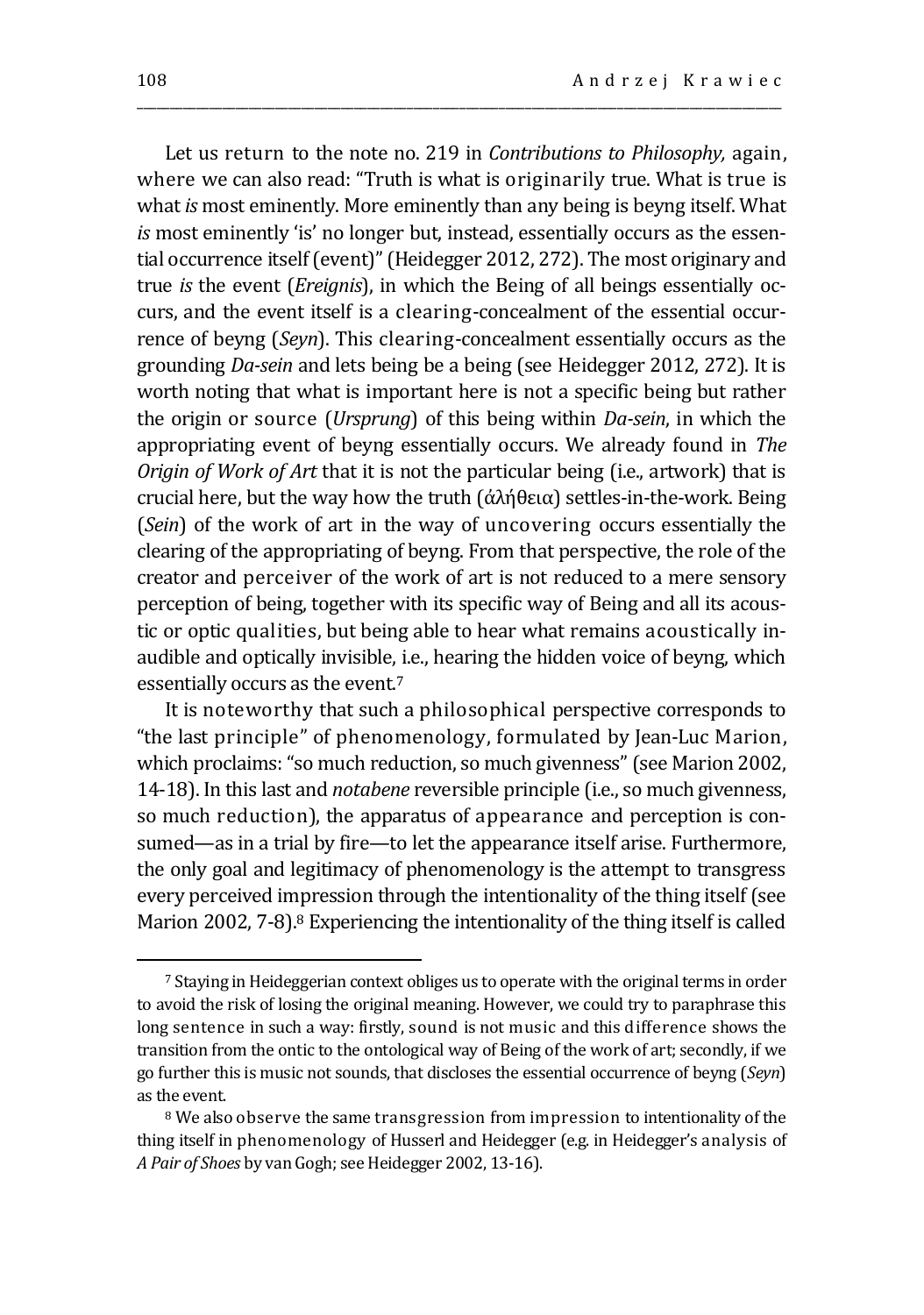Let us return to the note no. 219 in *Contributions to Philosophy,* again, where we can also read: "Truth is what is originarily true. What is true is what *is* most eminently. More eminently than any being is beyng itself. What *is* most eminently 'is' no longer but, instead, essentially occurs as the essential occurrence itself (event)" (Heidegger 2012, 272). The most originary and true *is* the event (*Ereignis*), in which the Being of all beings essentially occurs, and the event itself is a clearing-concealment of the essential occurrence of beyng (*Seyn*). This clearing-concealment essentially occurs as the grounding *Da-sein* and lets being be a being (see Heidegger 2012, 272). It is worth noting that what is important here is not a specific being but rather the origin or source (*Ursprung*) of this being within *Da-sein*, in which the appropriating event of beyng essentially occurs. We already found in *The Origin of Work of Art* that it is not the particular being (i.e., artwork) that is crucial here, but the way how the truth (ἀλήθεια) settles-in-the-work. Being (*Sein*) of the work of art in the way of uncovering occurs essentially the clearing of the appropriating of beyng. From that perspective, the role of the creator and perceiver of the work of art is not reduced to a mere sensory perception of being, together with its specific way of Being and all its acoustic or optic qualities, but being able to hear what remains acoustically inaudible and optically invisible, i.e., hearing the hidden voice of beyng, which essentially occurs as the event.[7]

It is noteworthy that such a philosophical perspective corresponds to "the last principle" of phenomenology, formulated by Jean-Luc Marion, which proclaims: "so much reduction, so much givenness" (see Marion 2002, 14-18). In this last and *notabene* reversible principle (i.e., so much givenness, so much reduction), the apparatus of appearance and perception is consumed—as in a trial by fire—to let the appearance itself arise. Furthermore, the only goal and legitimacy of phenomenology is the attempt to transgress every perceived impression through the intentionality of the thing itself (see Marion 2002, 7-8).[8] Experiencing the intentionality of the thing itself is called

---

[7] Staying in Heideggerian context obliges us to operate with the original terms in order to avoid the risk of losing the original meaning. However, we could try to paraphrase this long sentence in such a way: firstly, sound is not music and this difference shows the transition from the ontic to the ontological way of Being of the work of art; secondly, if we go further this is music not sounds, that discloses the essential occurrence of beyng (*Seyn*) as the event.

[8] We also observe the same transgression from impression to intentionality of the thing itself in phenomenology of Husserl and Heidegger (e.g. in Heidegger's analysis of *A Pair of Shoes* by van Gogh; see Heidegger 2002, 13-16).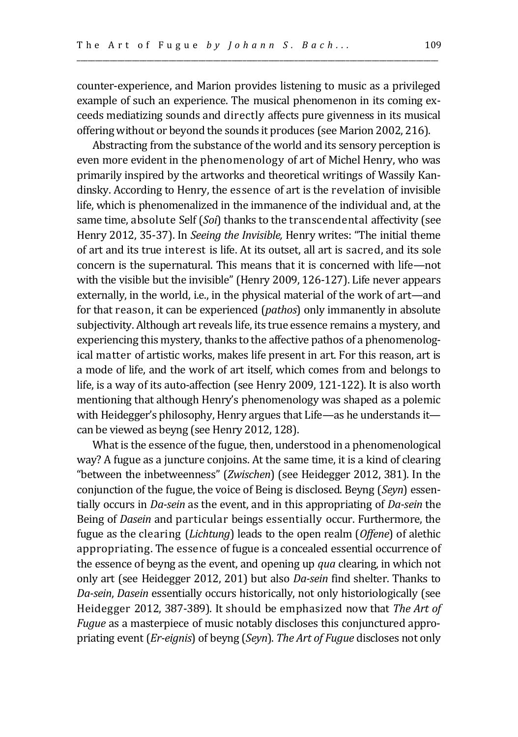counter-experience, and Marion provides listening to music as a privileged example of such an experience. The musical phenomenon in its coming exceeds mediatizing sounds and directly affects pure givenness in its musical offering without or beyond the sounds it produces (see Marion 2002, 216).

Abstracting from the substance of the world and its sensory perception is even more evident in the phenomenology of art of Michel Henry, who was primarily inspired by the artworks and theoretical writings of Wassily Kandinsky. According to Henry, the essence of art is the revelation of invisible life, which is phenomenalized in the immanence of the individual and, at the same time, absolute Self (*Soi*) thanks to the transcendental affectivity (see Henry 2012, 35-37). In *Seeing the Invisible,* Henry writes: "The initial theme of art and its true interest is life. At its outset, all art is sacred, and its sole concern is the supernatural. This means that it is concerned with life—not with the visible but the invisible" (Henry 2009, 126-127). Life never appears externally, in the world, i.e., in the physical material of the work of art—and for that reason, it can be experienced (*pathos*) only immanently in absolute subjectivity. Although art reveals life, its true essence remains a mystery, and experiencing this mystery, thanks to the affective pathos of a phenomenological matter of artistic works, makes life present in art. For this reason, art is a mode of life, and the work of art itself, which comes from and belongs to life, is a way of its auto-affection (see Henry 2009, 121-122). It is also worth mentioning that although Henry's phenomenology was shaped as a polemic with Heidegger's philosophy, Henry argues that Life—as he understands it—can be viewed as beyng (see Henry 2012, 128).

What is the essence of the fugue, then, understood in a phenomenological way? A fugue as a juncture conjoins. At the same time, it is a kind of clearing "between the inbetweenness" (*Zwischen*) (see Heidegger 2012, 381). In the conjunction of the fugue, the voice of Being is disclosed. Beyng (*Seyn*) essentially occurs in *Da-sein* as the event, and in this appropriating of *Da-sein* the Being of *Dasein* and particular beings essentially occur. Furthermore, the fugue as the clearing (*Lichtung*) leads to the open realm (*Offene*) of alethic appropriating. The essence of fugue is a concealed essential occurrence of the essence of beyng as the event, and opening up *qua* clearing, in which not only art (see Heidegger 2012, 201) but also *Da-sein* find shelter. Thanks to *Da-sein*, *Dasein* essentially occurs historically, not only historiologically (see Heidegger 2012, 387-389). It should be emphasized now that *The Art of Fugue* as a masterpiece of music notably discloses this conjunctured appropriating event (*Er-eignis*) of beyng (*Seyn*). *The Art of Fugue* discloses not only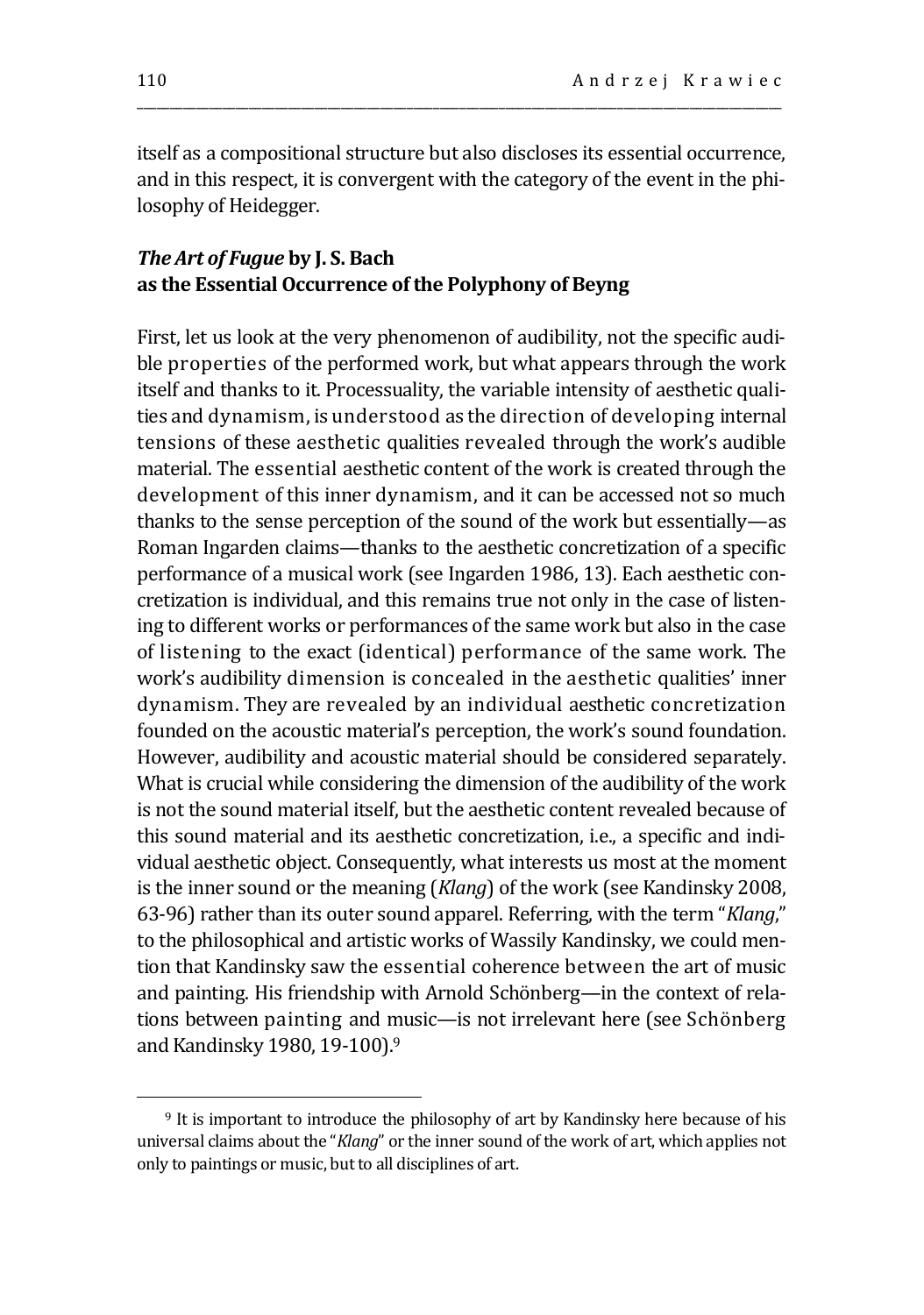itself as a compositional structure but also discloses its essential occurrence, and in this respect, it is convergent with the category of the event in the philosophy of Heidegger.

## *The Art of Fugue* by J. S. Bach as the Essential Occurrence of the Polyphony of Beyng

First, let us look at the very phenomenon of audibility, not the specific audible properties of the performed work, but what appears through the work itself and thanks to it. Processuality, the variable intensity of aesthetic qualities and dynamism, is understood as the direction of developing internal tensions of these aesthetic qualities revealed through the work's audible material. The essential aesthetic content of the work is created through the development of this inner dynamism, and it can be accessed not so much thanks to the sense perception of the sound of the work but essentially—as Roman Ingarden claims—thanks to the aesthetic concretization of a specific performance of a musical work (see Ingarden 1986, 13). Each aesthetic concretization is individual, and this remains true not only in the case of listening to different works or performances of the same work but also in the case of listening to the exact (identical) performance of the same work. The work's audibility dimension is concealed in the aesthetic qualities' inner dynamism. They are revealed by an individual aesthetic concretization founded on the acoustic material's perception, the work's sound foundation. However, audibility and acoustic material should be considered separately. What is crucial while considering the dimension of the audibility of the work is not the sound material itself, but the aesthetic content revealed because of this sound material and its aesthetic concretization, i.e., a specific and individual aesthetic object. Consequently, what interests us most at the moment is the inner sound or the meaning (*Klang*) of the work (see Kandinsky 2008, 63-96) rather than its outer sound apparel. Referring, with the term "*Klang*," to the philosophical and artistic works of Wassily Kandinsky, we could mention that Kandinsky saw the essential coherence between the art of music and painting. His friendship with Arnold Schönberg—in the context of relations between painting and music—is not irrelevant here (see Schönberg and Kandinsky 1980, 19-100).[9]

[9] It is important to introduce the philosophy of art by Kandinsky here because of his universal claims about the "*Klang*" or the inner sound of the work of art, which applies not only to paintings or music, but to all disciplines of art.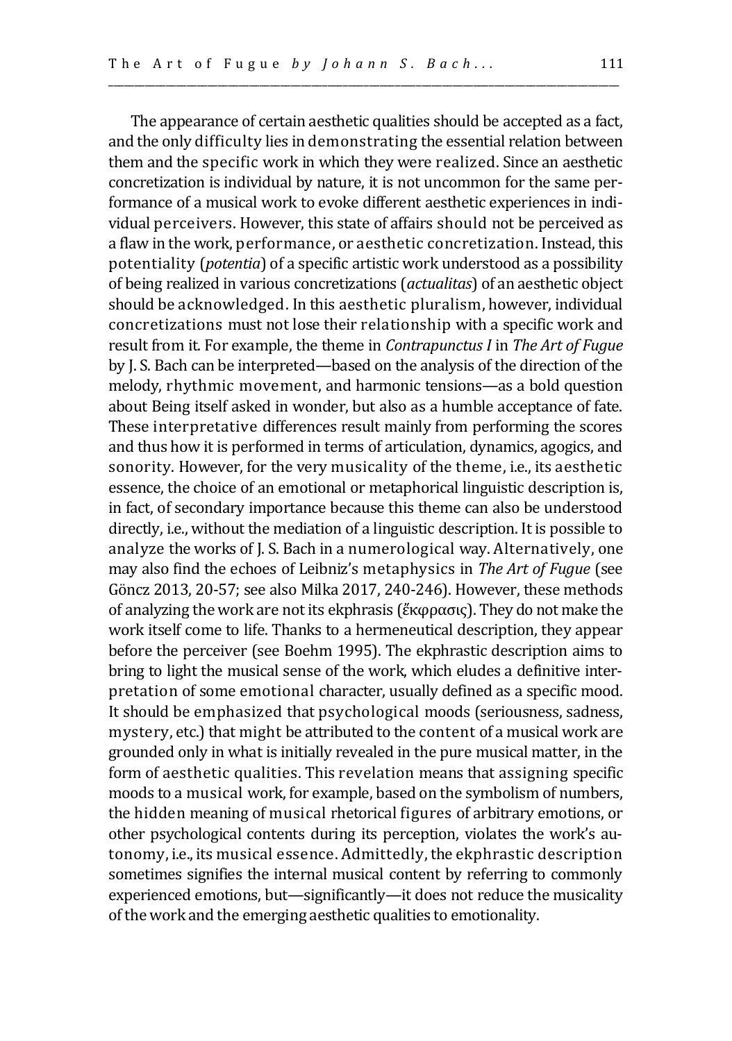The appearance of certain aesthetic qualities should be accepted as a fact, and the only difficulty lies in demonstrating the essential relation between them and the specific work in which they were realized. Since an aesthetic concretization is individual by nature, it is not uncommon for the same performance of a musical work to evoke different aesthetic experiences in individual perceivers. However, this state of affairs should not be perceived as a flaw in the work, performance, or aesthetic concretization. Instead, this potentiality (*potentia*) of a specific artistic work understood as a possibility of being realized in various concretizations (*actualitas*) of an aesthetic object should be acknowledged. In this aesthetic pluralism, however, individual concretizations must not lose their relationship with a specific work and result from it. For example, the theme in *Contrapunctus I* in *The Art of Fugue* by J. S. Bach can be interpreted—based on the analysis of the direction of the melody, rhythmic movement, and harmonic tensions—as a bold question about Being itself asked in wonder, but also as a humble acceptance of fate. These interpretative differences result mainly from performing the scores and thus how it is performed in terms of articulation, dynamics, agogics, and sonority. However, for the very musicality of the theme, i.e., its aesthetic essence, the choice of an emotional or metaphorical linguistic description is, in fact, of secondary importance because this theme can also be understood directly, i.e., without the mediation of a linguistic description. It is possible to analyze the works of J. S. Bach in a numerological way. Alternatively, one may also find the echoes of Leibniz's metaphysics in *The Art of Fugue* (see Göncz 2013, 20-57; see also Milka 2017, 240-246). However, these methods of analyzing the work are not its ekphrasis (ἔκφρασις). They do not make the work itself come to life. Thanks to a hermeneutical description, they appear before the perceiver (see Boehm 1995). The ekphrastic description aims to bring to light the musical sense of the work, which eludes a definitive interpretation of some emotional character, usually defined as a specific mood. It should be emphasized that psychological moods (seriousness, sadness, mystery, etc.) that might be attributed to the content of a musical work are grounded only in what is initially revealed in the pure musical matter, in the form of aesthetic qualities. This revelation means that assigning specific moods to a musical work, for example, based on the symbolism of numbers, the hidden meaning of musical rhetorical figures of arbitrary emotions, or other psychological contents during its perception, violates the work's autonomy, i.e., its musical essence. Admittedly, the ekphrastic description sometimes signifies the internal musical content by referring to commonly experienced emotions, but—significantly—it does not reduce the musicality of the work and the emerging aesthetic qualities to emotionality.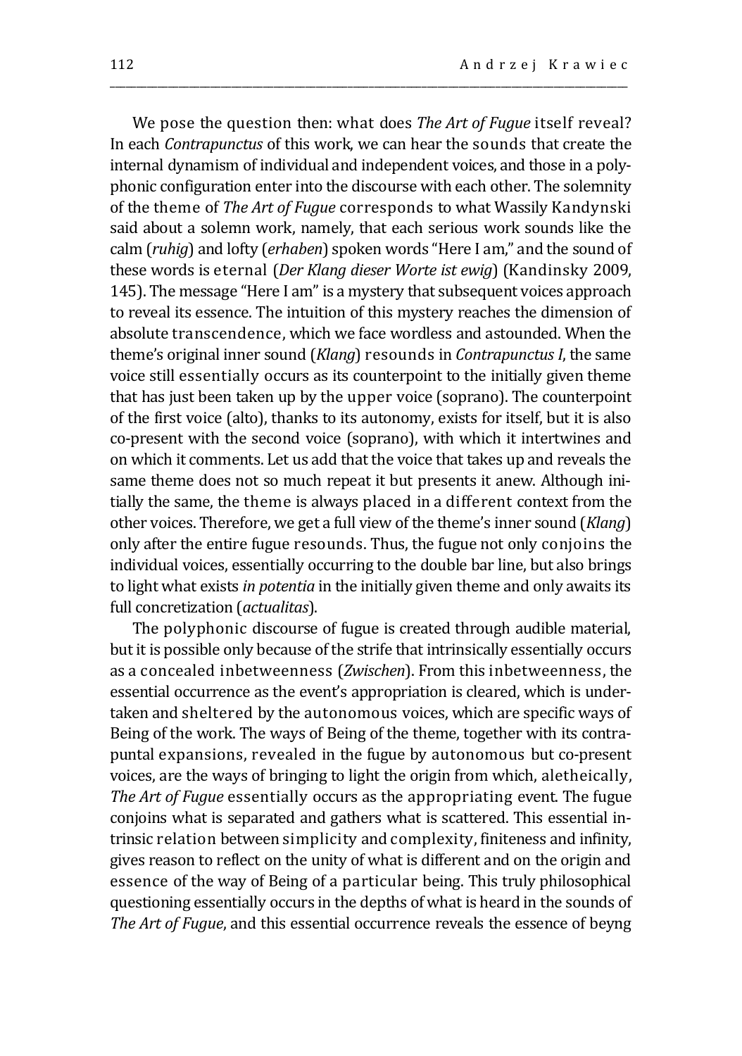We pose the question then: what does *The Art of Fugue* itself reveal? In each *Contrapunctus* of this work, we can hear the sounds that create the internal dynamism of individual and independent voices, and those in a polyphonic configuration enter into the discourse with each other. The solemnity of the theme of *The Art of Fugue* corresponds to what Wassily Kandynski said about a solemn work, namely, that each serious work sounds like the calm (*ruhig*) and lofty (*erhaben*) spoken words "Here I am," and the sound of these words is eternal (*Der Klang dieser Worte ist ewig*) (Kandinsky 2009, 145). The message "Here I am" is a mystery that subsequent voices approach to reveal its essence. The intuition of this mystery reaches the dimension of absolute transcendence, which we face wordless and astounded. When the theme's original inner sound (*Klang*) resounds in *Contrapunctus I*, the same voice still essentially occurs as its counterpoint to the initially given theme that has just been taken up by the upper voice (soprano). The counterpoint of the first voice (alto), thanks to its autonomy, exists for itself, but it is also co-present with the second voice (soprano), with which it intertwines and on which it comments. Let us add that the voice that takes up and reveals the same theme does not so much repeat it but presents it anew. Although initially the same, the theme is always placed in a different context from the other voices. Therefore, we get a full view of the theme's inner sound (*Klang*) only after the entire fugue resounds. Thus, the fugue not only conjoins the individual voices, essentially occurring to the double bar line, but also brings to light what exists *in potentia* in the initially given theme and only awaits its full concretization (*actualitas*).

The polyphonic discourse of fugue is created through audible material, but it is possible only because of the strife that intrinsically essentially occurs as a concealed inbetweenness (*Zwischen*). From this inbetweenness, the essential occurrence as the event's appropriation is cleared, which is undertaken and sheltered by the autonomous voices, which are specific ways of Being of the work. The ways of Being of the theme, together with its contrapuntal expansions, revealed in the fugue by autonomous but co-present voices, are the ways of bringing to light the origin from which, aletheically, *The Art of Fugue* essentially occurs as the appropriating event. The fugue conjoins what is separated and gathers what is scattered. This essential intrinsic relation between simplicity and complexity, finiteness and infinity, gives reason to reflect on the unity of what is different and on the origin and essence of the way of Being of a particular being. This truly philosophical questioning essentially occurs in the depths of what is heard in the sounds of *The Art of Fugue*, and this essential occurrence reveals the essence of beyng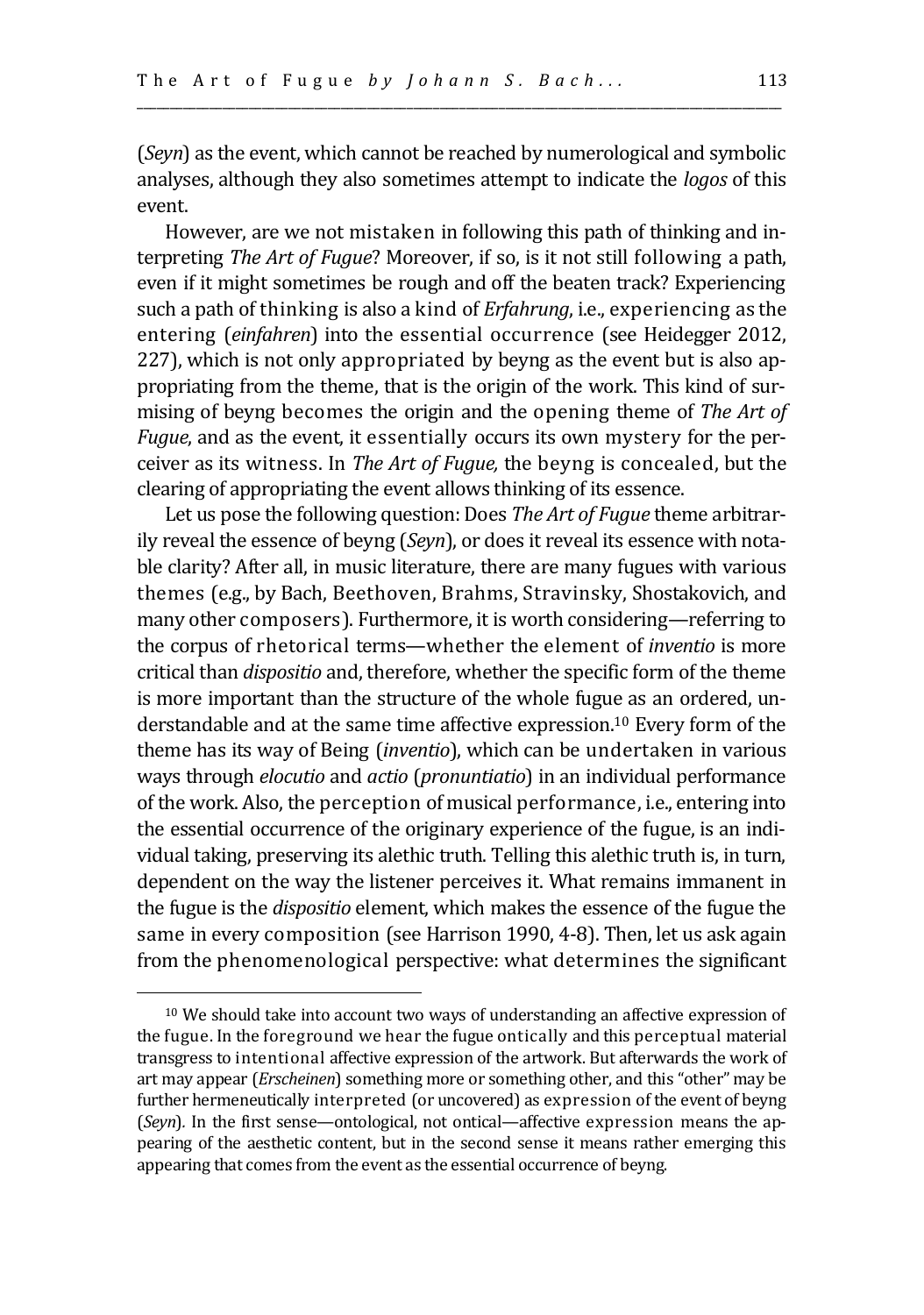(*Seyn*) as the event, which cannot be reached by numerological and symbolic analyses, although they also sometimes attempt to indicate the *logos* of this event.

However, are we not mistaken in following this path of thinking and interpreting *The Art of Fugue*? Moreover, if so, is it not still following a path, even if it might sometimes be rough and off the beaten track? Experiencing such a path of thinking is also a kind of *Erfahrung*, i.e., experiencing as the entering (*einfahren*) into the essential occurrence (see Heidegger 2012, 227), which is not only appropriated by beyng as the event but is also appropriating from the theme, that is the origin of the work. This kind of surmising of beyng becomes the origin and the opening theme of *The Art of Fugue*, and as the event, it essentially occurs its own mystery for the perceiver as its witness. In *The Art of Fugue,* the beyng is concealed, but the clearing of appropriating the event allows thinking of its essence.

Let us pose the following question: Does *The Art of Fugue* theme arbitrarily reveal the essence of beyng (*Seyn*), or does it reveal its essence with notable clarity? After all, in music literature, there are many fugues with various themes (e.g., by Bach, Beethoven, Brahms, Stravinsky, Shostakovich, and many other composers). Furthermore, it is worth considering—referring to the corpus of rhetorical terms—whether the element of *inventio* is more critical than *dispositio* and, therefore, whether the specific form of the theme is more important than the structure of the whole fugue as an ordered, understandable and at the same time affective expression.[10] Every form of the theme has its way of Being (*inventio*), which can be undertaken in various ways through *elocutio* and *actio* (*pronuntiatio*) in an individual performance of the work. Also, the perception of musical performance, i.e., entering into the essential occurrence of the originary experience of the fugue, is an individual taking, preserving its alethic truth. Telling this alethic truth is, in turn, dependent on the way the listener perceives it. What remains immanent in the fugue is the *dispositio* element, which makes the essence of the fugue the same in every composition (see Harrison 1990, 4-8). Then, let us ask again from the phenomenological perspective: what determines the significant

[10] We should take into account two ways of understanding an affective expression of the fugue. In the foreground we hear the fugue ontically and this perceptual material transgress to intentional affective expression of the artwork. But afterwards the work of art may appear (*Erscheinen*) something more or something other, and this "other" may be further hermeneutically interpreted (or uncovered) as expression of the event of beyng (*Seyn*). In the first sense—ontological, not ontical—affective expression means the appearing of the aesthetic content, but in the second sense it means rather emerging this appearing that comes from the event as the essential occurrence of beyng.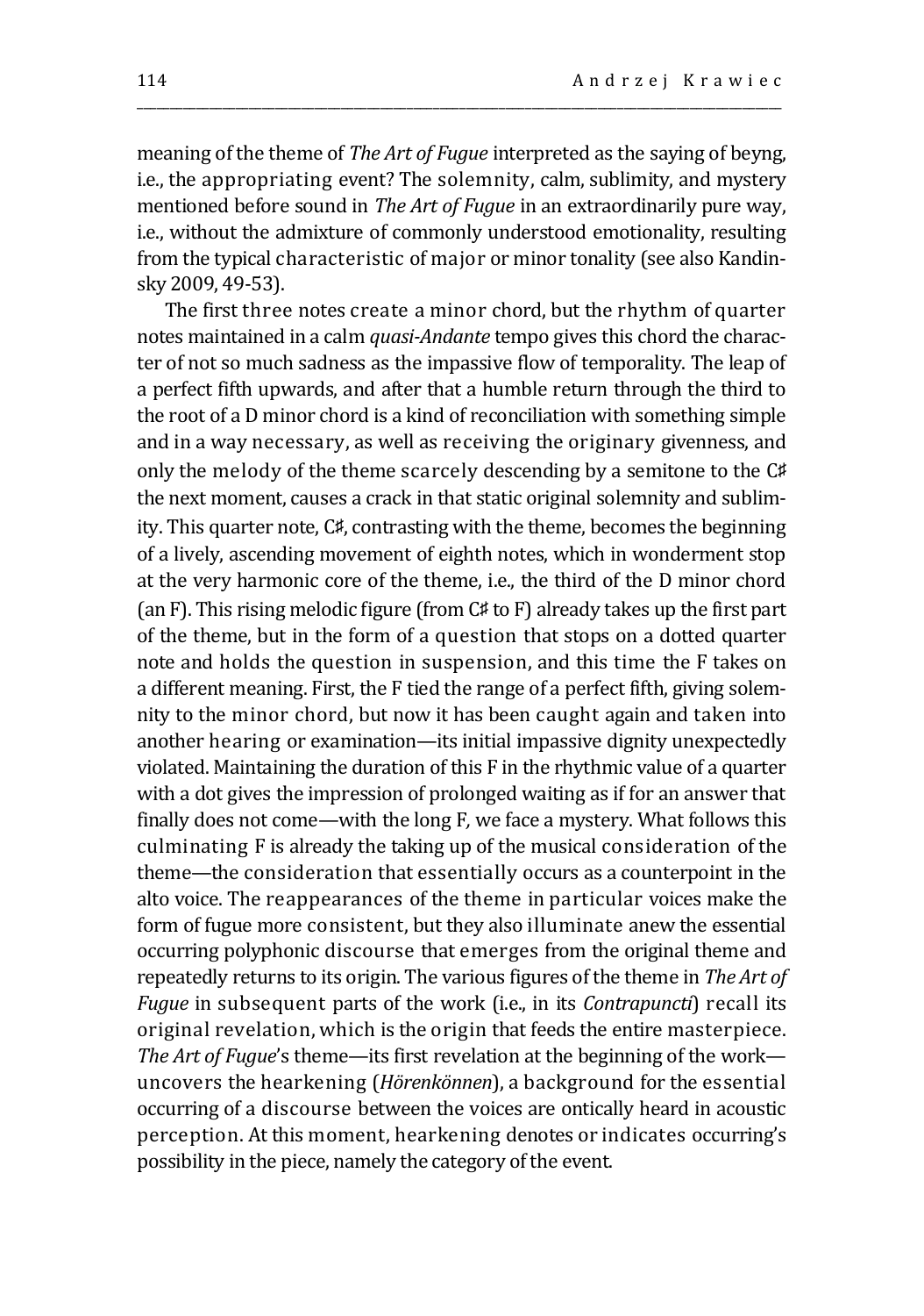meaning of the theme of *The Art of Fugue* interpreted as the saying of beyng, i.e., the appropriating event? The solemnity, calm, sublimity, and mystery mentioned before sound in *The Art of Fugue* in an extraordinarily pure way, i.e., without the admixture of commonly understood emotionality, resulting from the typical characteristic of major or minor tonality (see also Kandinsky 2009, 49-53).

The first three notes create a minor chord, but the rhythm of quarter notes maintained in a calm *quasi-Andante* tempo gives this chord the character of not so much sadness as the impassive flow of temporality. The leap of a perfect fifth upwards, and after that a humble return through the third to the root of a D minor chord is a kind of reconciliation with something simple and in a way necessary, as well as receiving the originary givenness, and only the melody of the theme scarcely descending by a semitone to the C♯ the next moment, causes a crack in that static original solemnity and sublimity. This quarter note, C♯, contrasting with the theme, becomes the beginning of a lively, ascending movement of eighth notes, which in wonderment stop at the very harmonic core of the theme, i.e., the third of the D minor chord (an F). This rising melodic figure (from C♯ to F) already takes up the first part of the theme, but in the form of a question that stops on a dotted quarter note and holds the question in suspension, and this time the F takes on a different meaning. First, the F tied the range of a perfect fifth, giving solemnity to the minor chord, but now it has been caught again and taken into another hearing or examination—its initial impassive dignity unexpectedly violated. Maintaining the duration of this F in the rhythmic value of a quarter with a dot gives the impression of prolonged waiting as if for an answer that finally does not come—with the long F*,* we face a mystery. What follows this culminating F is already the taking up of the musical consideration of the theme—the consideration that essentially occurs as a counterpoint in the alto voice. The reappearances of the theme in particular voices make the form of fugue more consistent, but they also illuminate anew the essential occurring polyphonic discourse that emerges from the original theme and repeatedly returns to its origin. The various figures of the theme in *The Art of Fugue* in subsequent parts of the work (i.e., in its *Contrapuncti*) recall its original revelation, which is the origin that feeds the entire masterpiece. *The Art of Fugue*'s theme—its first revelation at the beginning of the work—uncovers the hearkening (*Hörenkönnen*), a background for the essential occurring of a discourse between the voices are ontically heard in acoustic perception. At this moment, hearkening denotes or indicates occurring's possibility in the piece, namely the category of the event.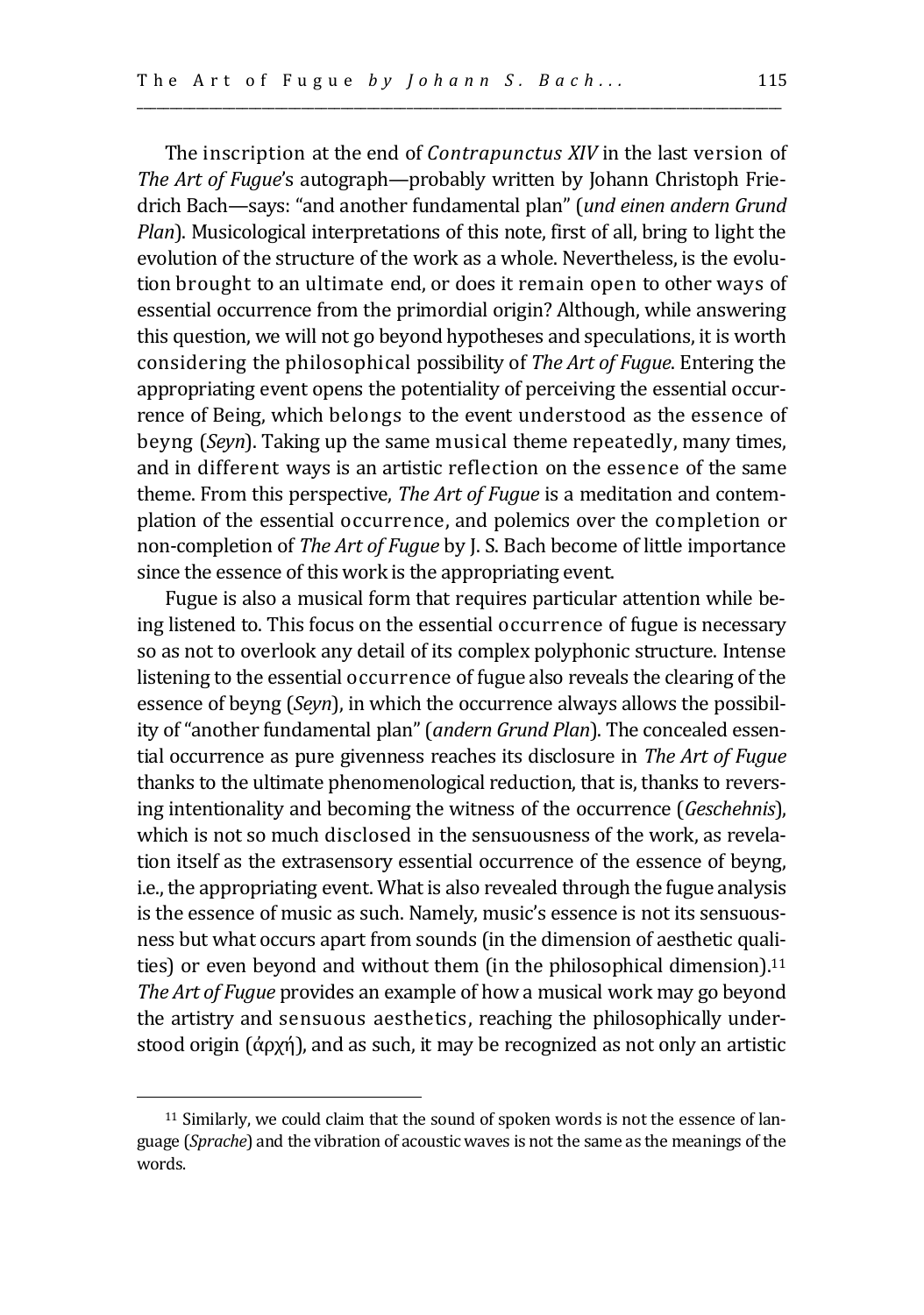The inscription at the end of *Contrapunctus XIV* in the last version of *The Art of Fugue*'s autograph—probably written by Johann Christoph Friedrich Bach—says: "and another fundamental plan" (*und einen andern Grund Plan*). Musicological interpretations of this note, first of all, bring to light the evolution of the structure of the work as a whole. Nevertheless, is the evolution brought to an ultimate end, or does it remain open to other ways of essential occurrence from the primordial origin? Although, while answering this question, we will not go beyond hypotheses and speculations, it is worth considering the philosophical possibility of *The Art of Fugue*. Entering the appropriating event opens the potentiality of perceiving the essential occurrence of Being, which belongs to the event understood as the essence of beyng (*Seyn*). Taking up the same musical theme repeatedly, many times, and in different ways is an artistic reflection on the essence of the same theme. From this perspective, *The Art of Fugue* is a meditation and contemplation of the essential occurrence, and polemics over the completion or non-completion of *The Art of Fugue* by J. S. Bach become of little importance since the essence of this work is the appropriating event.

Fugue is also a musical form that requires particular attention while being listened to. This focus on the essential occurrence of fugue is necessary so as not to overlook any detail of its complex polyphonic structure. Intense listening to the essential occurrence of fugue also reveals the clearing of the essence of beyng (*Seyn*), in which the occurrence always allows the possibility of "another fundamental plan" (*andern Grund Plan*). The concealed essential occurrence as pure givenness reaches its disclosure in *The Art of Fugue* thanks to the ultimate phenomenological reduction, that is, thanks to reversing intentionality and becoming the witness of the occurrence (*Geschehnis*), which is not so much disclosed in the sensuousness of the work, as revelation itself as the extrasensory essential occurrence of the essence of beyng, i.e., the appropriating event. What is also revealed through the fugue analysis is the essence of music as such. Namely, music's essence is not its sensuousness but what occurs apart from sounds (in the dimension of aesthetic qualities) or even beyond and without them (in the philosophical dimension).[11] *The Art of Fugue* provides an example of how a musical work may go beyond the artistry and sensuous aesthetics, reaching the philosophically understood origin (ἀρχή), and as such, it may be recognized as not only an artistic

[11] Similarly, we could claim that the sound of spoken words is not the essence of language (*Sprache*) and the vibration of acoustic waves is not the same as the meanings of the words.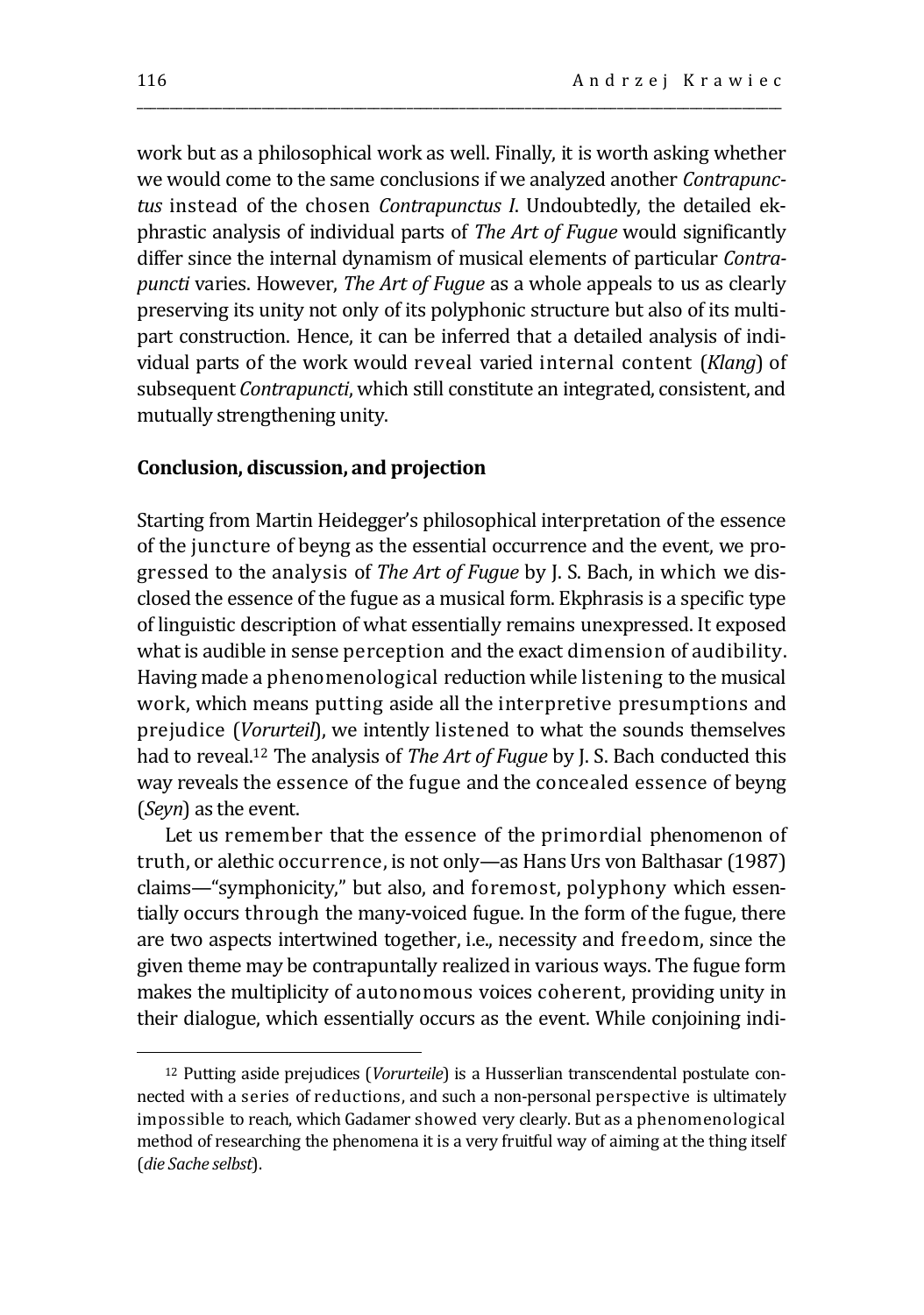work but as a philosophical work as well. Finally, it is worth asking whether we would come to the same conclusions if we analyzed another *Contrapunctus* instead of the chosen *Contrapunctus I*. Undoubtedly, the detailed ekphrastic analysis of individual parts of *The Art of Fugue* would significantly differ since the internal dynamism of musical elements of particular *Contrapuncti* varies. However, *The Art of Fugue* as a whole appeals to us as clearly preserving its unity not only of its polyphonic structure but also of its multipart construction. Hence, it can be inferred that a detailed analysis of individual parts of the work would reveal varied internal content (*Klang*) of subsequent *Contrapuncti*, which still constitute an integrated, consistent, and mutually strengthening unity.

## Conclusion, discussion, and projection

Starting from Martin Heidegger's philosophical interpretation of the essence of the juncture of beyng as the essential occurrence and the event, we progressed to the analysis of *The Art of Fugue* by J. S. Bach, in which we disclosed the essence of the fugue as a musical form. Ekphrasis is a specific type of linguistic description of what essentially remains unexpressed. It exposed what is audible in sense perception and the exact dimension of audibility. Having made a phenomenological reduction while listening to the musical work, which means putting aside all the interpretive presumptions and prejudice (*Vorurteil*), we intently listened to what the sounds themselves had to reveal.[12] The analysis of *The Art of Fugue* by J. S. Bach conducted this way reveals the essence of the fugue and the concealed essence of beyng (*Seyn*) as the event.

Let us remember that the essence of the primordial phenomenon of truth, or alethic occurrence, is not only—as Hans Urs von Balthasar (1987) claims—"symphonicity," but also, and foremost, polyphony which essentially occurs through the many-voiced fugue. In the form of the fugue, there are two aspects intertwined together, i.e., necessity and freedom, since the given theme may be contrapuntally realized in various ways. The fugue form makes the multiplicity of autonomous voices coherent, providing unity in their dialogue, which essentially occurs as the event. While conjoining indi-

[12] Putting aside prejudices (*Vorurteile*) is a Husserlian transcendental postulate connected with a series of reductions, and such a non-personal perspective is ultimately impossible to reach, which Gadamer showed very clearly. But as a phenomenological method of researching the phenomena it is a very fruitful way of aiming at the thing itself (*die Sache selbst*).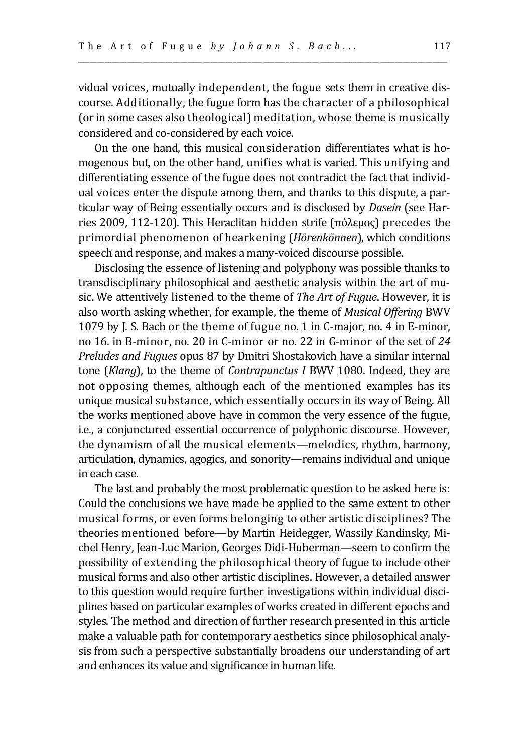vidual voices, mutually independent, the fugue sets them in creative discourse. Additionally, the fugue form has the character of a philosophical (or in some cases also theological) meditation, whose theme is musically considered and co-considered by each voice.

On the one hand, this musical consideration differentiates what is homogenous but, on the other hand, unifies what is varied. This unifying and differentiating essence of the fugue does not contradict the fact that individual voices enter the dispute among them, and thanks to this dispute, a particular way of Being essentially occurs and is disclosed by *Dasein* (see Harries 2009, 112-120). This Heraclitan hidden strife (πόλεμος) precedes the primordial phenomenon of hearkening (*Hörenkönnen*), which conditions speech and response, and makes a many-voiced discourse possible.

Disclosing the essence of listening and polyphony was possible thanks to transdisciplinary philosophical and aesthetic analysis within the art of music. We attentively listened to the theme of *The Art of Fugue*. However, it is also worth asking whether, for example, the theme of *Musical Offering* BWV 1079 by J. S. Bach or the theme of fugue no. 1 in C-major, no. 4 in E-minor, no 16. in B-minor, no. 20 in C-minor or no. 22 in G-minor of the set of *24 Preludes and Fugues* opus 87 by Dmitri Shostakovich have a similar internal tone (*Klang*), to the theme of *Contrapunctus I* BWV 1080. Indeed, they are not opposing themes, although each of the mentioned examples has its unique musical substance, which essentially occurs in its way of Being. All the works mentioned above have in common the very essence of the fugue, i.e., a conjunctured essential occurrence of polyphonic discourse. However, the dynamism of all the musical elements—melodics, rhythm, harmony, articulation, dynamics, agogics, and sonority—remains individual and unique in each case.

The last and probably the most problematic question to be asked here is: Could the conclusions we have made be applied to the same extent to other musical forms, or even forms belonging to other artistic disciplines? The theories mentioned before—by Martin Heidegger, Wassily Kandinsky, Michel Henry, Jean-Luc Marion, Georges Didi-Huberman—seem to confirm the possibility of extending the philosophical theory of fugue to include other musical forms and also other artistic disciplines. However, a detailed answer to this question would require further investigations within individual disciplines based on particular examples of works created in different epochs and styles. The method and direction of further research presented in this article make a valuable path for contemporary aesthetics since philosophical analysis from such a perspective substantially broadens our understanding of art and enhances its value and significance in human life.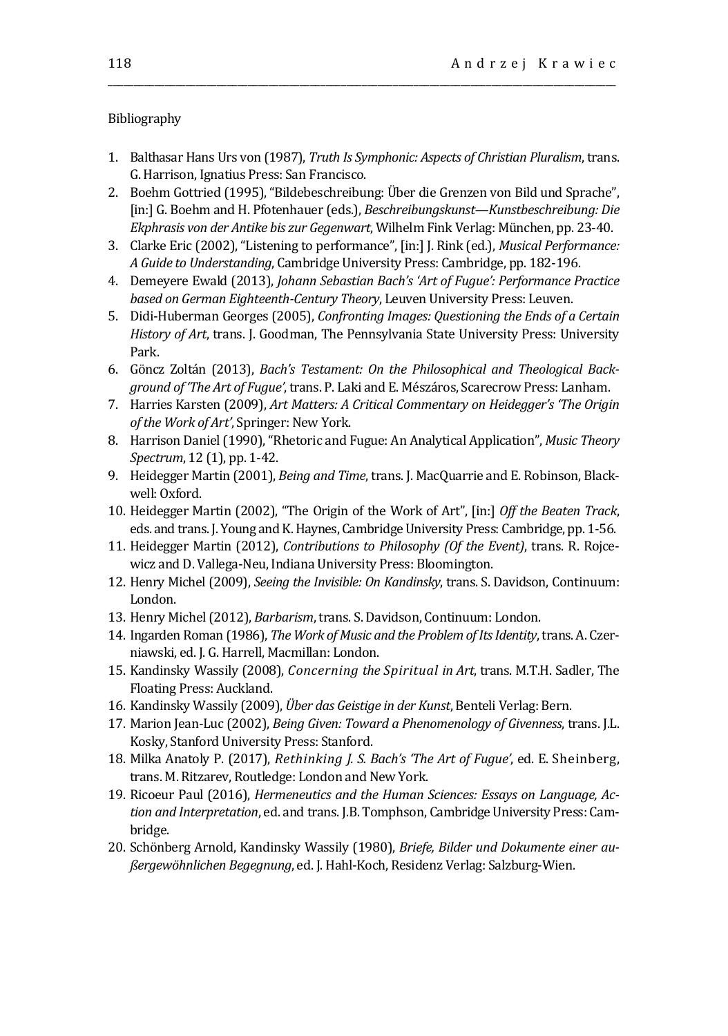Bibliography

1. Balthasar Hans Urs von (1987), *Truth Is Symphonic: Aspects of Christian Pluralism*, trans. G. Harrison, Ignatius Press: San Francisco.
2. Boehm Gottried (1995), "Bildebeschreibung: Über die Grenzen von Bild und Sprache", [in:] G. Boehm and H. Pfotenhauer (eds.), *Beschreibungskunst—Kunstbeschreibung: Die Ekphrasis von der Antike bis zur Gegenwart*, Wilhelm Fink Verlag: München, pp. 23-40.
3. Clarke Eric (2002), "Listening to performance", [in:] J. Rink (ed.), *Musical Performance: A Guide to Understanding*, Cambridge University Press: Cambridge, pp. 182-196.
4. Demeyere Ewald (2013), *Johann Sebastian Bach's 'Art of Fugue': Performance Practice based on German Eighteenth-Century Theory*, Leuven University Press: Leuven.
5. Didi-Huberman Georges (2005), *Confronting Images: Questioning the Ends of a Certain History of Art*, trans. J. Goodman, The Pennsylvania State University Press: University Park.
6. Göncz Zoltán (2013), *Bach's Testament: On the Philosophical and Theological Background of 'The Art of Fugue'*, trans. P. Laki and E. Mészáros, Scarecrow Press: Lanham.
7. Harries Karsten (2009), *Art Matters: A Critical Commentary on Heidegger's 'The Origin of the Work of Art'*, Springer: New York.
8. Harrison Daniel (1990), "Rhetoric and Fugue: An Analytical Application", *Music Theory Spectrum*, 12 (1), pp. 1-42.
9. Heidegger Martin (2001), *Being and Time*, trans. J. MacQuarrie and E. Robinson, Blackwell: Oxford.
10. Heidegger Martin (2002), "The Origin of the Work of Art", [in:] *Off the Beaten Track*, eds. and trans. J. Young and K. Haynes, Cambridge University Press: Cambridge, pp. 1-56.
11. Heidegger Martin (2012), *Contributions to Philosophy (Of the Event)*, trans. R. Rojcewicz and D. Vallega-Neu, Indiana University Press: Bloomington.
12. Henry Michel (2009), *Seeing the Invisible: On Kandinsky*, trans. S. Davidson, Continuum: London.
13. Henry Michel (2012), *Barbarism*, trans. S. Davidson, Continuum: London.
14. Ingarden Roman (1986), *The Work of Music and the Problem of Its Identity*, trans. A. Czerniawski, ed. J. G. Harrell, Macmillan: London.
15. Kandinsky Wassily (2008), *Concerning the Spiritual in Art*, trans. M.T.H. Sadler, The Floating Press: Auckland.
16. Kandinsky Wassily (2009), *Über das Geistige in der Kunst*, Benteli Verlag: Bern.
17. Marion Jean-Luc (2002), *Being Given: Toward a Phenomenology of Givenness*, trans. J.L. Kosky, Stanford University Press: Stanford.
18. Milka Anatoly P. (2017), *Rethinking J. S. Bach's 'The Art of Fugue'*, ed. E. Sheinberg, trans. M. Ritzarev, Routledge: London and New York.
19. Ricoeur Paul (2016), *Hermeneutics and the Human Sciences: Essays on Language, Action and Interpretation*, ed. and trans. J.B. Tomphson, Cambridge University Press: Cambridge.
20. Schönberg Arnold, Kandinsky Wassily (1980), *Briefe, Bilder und Dokumente einer außergewöhnlichen Begegnung*, ed. J. Hahl-Koch, Residenz Verlag: Salzburg-Wien.